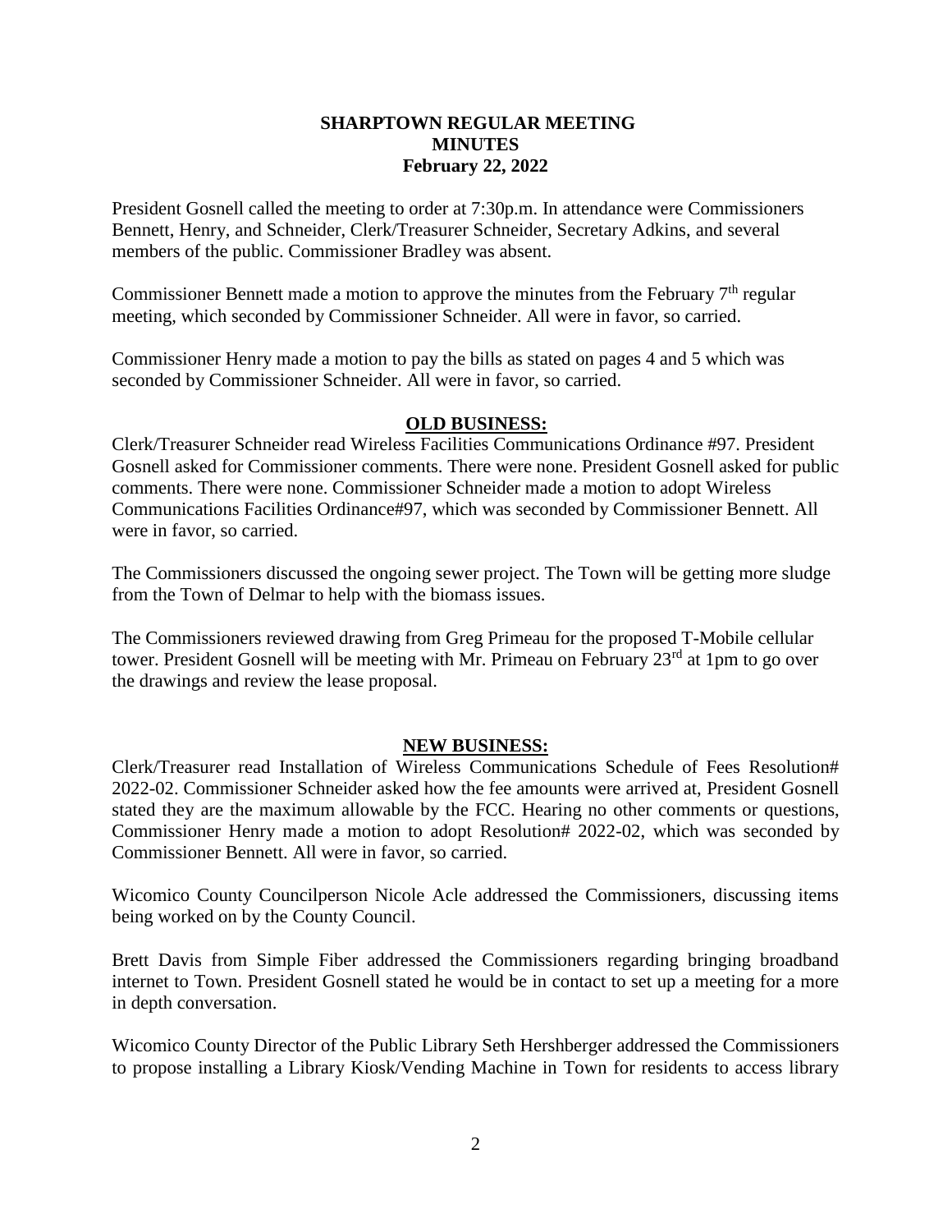**SHARPTOWN REGULAR MEETING**
**MINUTES**
**February 22, 2022**

President Gosnell called the meeting to order at 7:30p.m. In attendance were Commissioners Bennett, Henry, and Schneider, Clerk/Treasurer Schneider, Secretary Adkins, and several members of the public. Commissioner Bradley was absent.

Commissioner Bennett made a motion to approve the minutes from the February 7th regular meeting, which seconded by Commissioner Schneider. All were in favor, so carried.

Commissioner Henry made a motion to pay the bills as stated on pages 4 and 5 which was seconded by Commissioner Schneider. All were in favor, so carried.

**OLD BUSINESS:**

Clerk/Treasurer Schneider read Wireless Facilities Communications Ordinance #97. President Gosnell asked for Commissioner comments. There were none. President Gosnell asked for public comments. There were none. Commissioner Schneider made a motion to adopt Wireless Communications Facilities Ordinance#97, which was seconded by Commissioner Bennett. All were in favor, so carried.

The Commissioners discussed the ongoing sewer project. The Town will be getting more sludge from the Town of Delmar to help with the biomass issues.

The Commissioners reviewed drawing from Greg Primeau for the proposed T-Mobile cellular tower. President Gosnell will be meeting with Mr. Primeau on February 23rd at 1pm to go over the drawings and review the lease proposal.

**NEW BUSINESS:**

Clerk/Treasurer read Installation of Wireless Communications Schedule of Fees Resolution# 2022-02. Commissioner Schneider asked how the fee amounts were arrived at, President Gosnell stated they are the maximum allowable by the FCC. Hearing no other comments or questions, Commissioner Henry made a motion to adopt Resolution# 2022-02, which was seconded by Commissioner Bennett. All were in favor, so carried.

Wicomico County Councilperson Nicole Acle addressed the Commissioners, discussing items being worked on by the County Council.

Brett Davis from Simple Fiber addressed the Commissioners regarding bringing broadband internet to Town. President Gosnell stated he would be in contact to set up a meeting for a more in depth conversation.

Wicomico County Director of the Public Library Seth Hershberger addressed the Commissioners to propose installing a Library Kiosk/Vending Machine in Town for residents to access library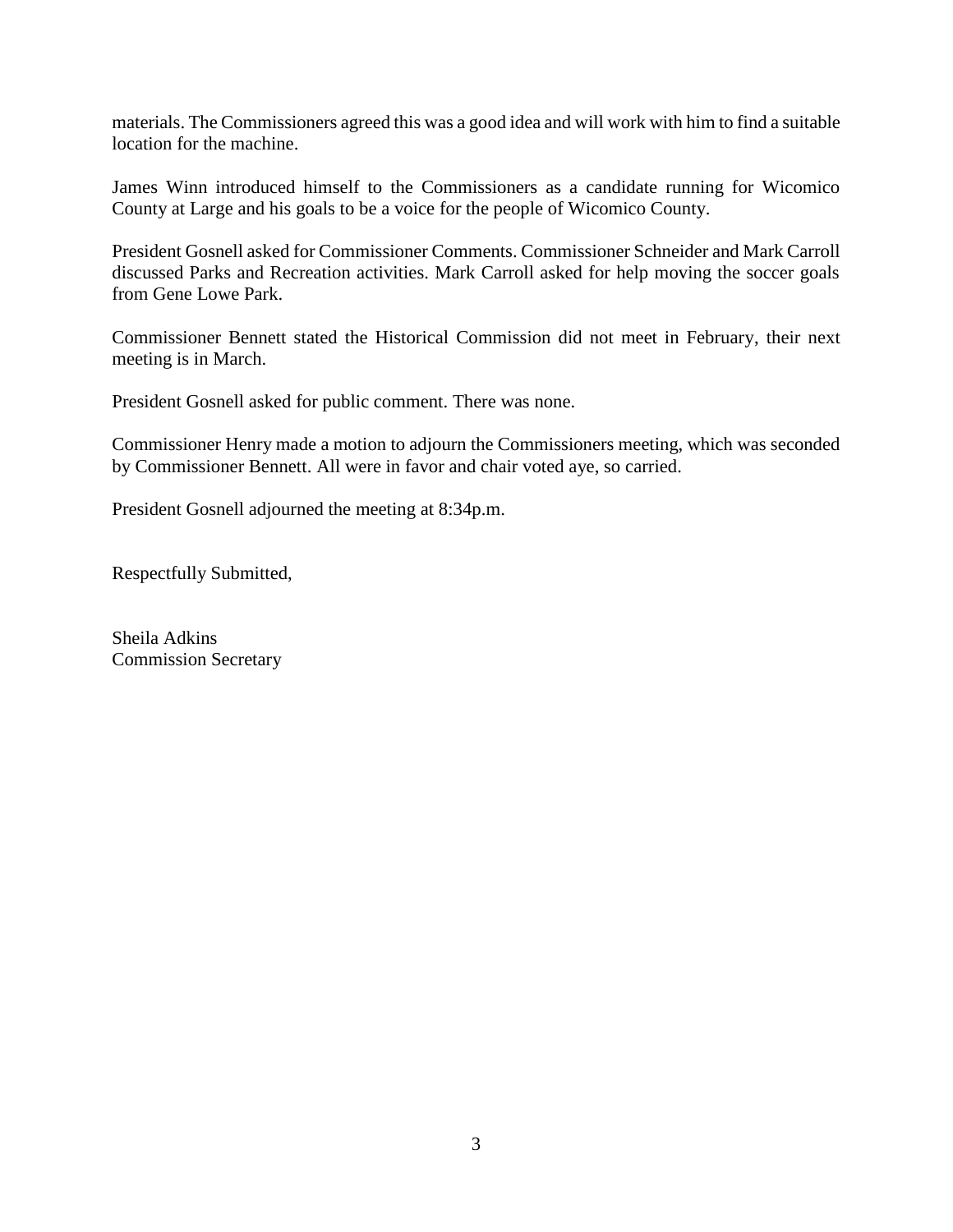materials. The Commissioners agreed this was a good idea and will work with him to find a suitable location for the machine.

James Winn introduced himself to the Commissioners as a candidate running for Wicomico County at Large and his goals to be a voice for the people of Wicomico County.

President Gosnell asked for Commissioner Comments. Commissioner Schneider and Mark Carroll discussed Parks and Recreation activities. Mark Carroll asked for help moving the soccer goals from Gene Lowe Park.

Commissioner Bennett stated the Historical Commission did not meet in February, their next meeting is in March.

President Gosnell asked for public comment. There was none.

Commissioner Henry made a motion to adjourn the Commissioners meeting, which was seconded by Commissioner Bennett. All were in favor and chair voted aye, so carried.

President Gosnell adjourned the meeting at 8:34p.m.

Respectfully Submitted,

Sheila Adkins
Commission Secretary